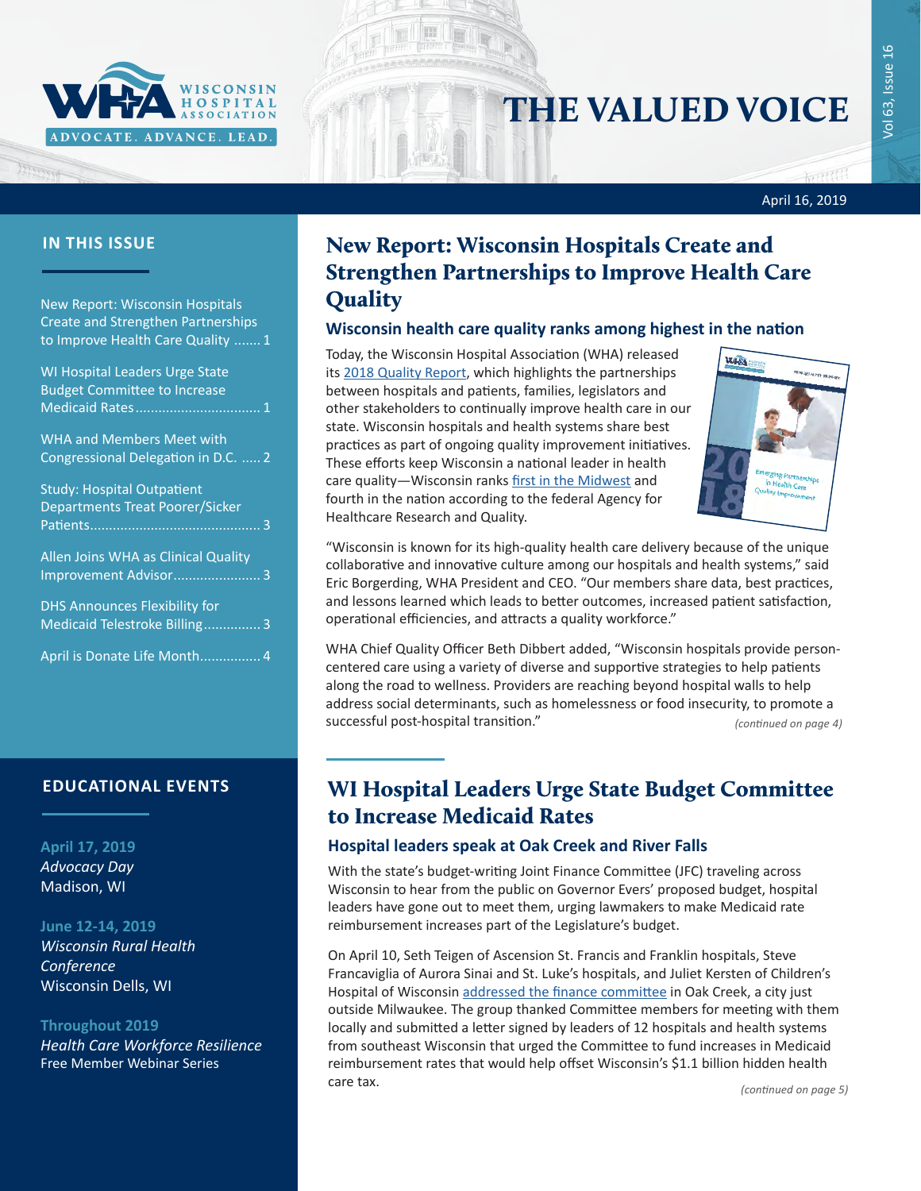# THE VALUED VOICE

April 16, 2019

## IN THIS ISSUE

New Report: Wisconsin Hospitals Create and Strengthen Partnerships to Improve Health Care Quality ....... 1

WI Hospital Leaders Urge State Budget Committee to Increase Medicaid Rates................................. 1

WHA and Members Meet with Congressional Delegation in D.C. ..... 2

Study: Hospital Outpatient Departments Treat Poorer/Sicker Patients............................................ 3

Allen Joins WHA as Clinical Quality Improvement Advisor...................... 3

DHS Announces Flexibility for Medicaid Telestroke Billing............... 3

April is Donate Life Month................ 4

## EDUCATIONAL EVENTS

**April 17, 2019**
*Advocacy Day*
Madison, WI

**June 12-14, 2019**
*Wisconsin Rural Health Conference*
Wisconsin Dells, WI

**Throughout 2019**
*Health Care Workforce Resilience*
Free Member Webinar Series

# New Report: Wisconsin Hospitals Create and Strengthen Partnerships to Improve Health Care Quality

### Wisconsin health care quality ranks among highest in the nation

Today, the Wisconsin Hospital Association (WHA) released its 2018 Quality Report, which highlights the partnerships between hospitals and patients, families, legislators and other stakeholders to continually improve health care in our state. Wisconsin hospitals and health systems share best practices as part of ongoing quality improvement initiatives. These efforts keep Wisconsin a national leader in health care quality—Wisconsin ranks first in the Midwest and fourth in the nation according to the federal Agency for Healthcare Research and Quality.

"Wisconsin is known for its high-quality health care delivery because of the unique collaborative and innovative culture among our hospitals and health systems," said Eric Borgerding, WHA President and CEO. "Our members share data, best practices, and lessons learned which leads to better outcomes, increased patient satisfaction, operational efficiencies, and attracts a quality workforce."

WHA Chief Quality Officer Beth Dibbert added, "Wisconsin hospitals provide person-centered care using a variety of diverse and supportive strategies to help patients along the road to wellness. Providers are reaching beyond hospital walls to help address social determinants, such as homelessness or food insecurity, to promote a successful post-hospital transition."

*(continued on page 4)*

# WI Hospital Leaders Urge State Budget Committee to Increase Medicaid Rates

### Hospital leaders speak at Oak Creek and River Falls

With the state's budget-writing Joint Finance Committee (JFC) traveling across Wisconsin to hear from the public on Governor Evers' proposed budget, hospital leaders have gone out to meet them, urging lawmakers to make Medicaid rate reimbursement increases part of the Legislature's budget.

On April 10, Seth Teigen of Ascension St. Francis and Franklin hospitals, Steve Francaviglia of Aurora Sinai and St. Luke's hospitals, and Juliet Kersten of Children's Hospital of Wisconsin addressed the finance committee in Oak Creek, a city just outside Milwaukee. The group thanked Committee members for meeting with them locally and submitted a letter signed by leaders of 12 hospitals and health systems from southeast Wisconsin that urged the Committee to fund increases in Medicaid reimbursement rates that would help offset Wisconsin's $1.1 billion hidden health care tax.

*(continued on page 5)*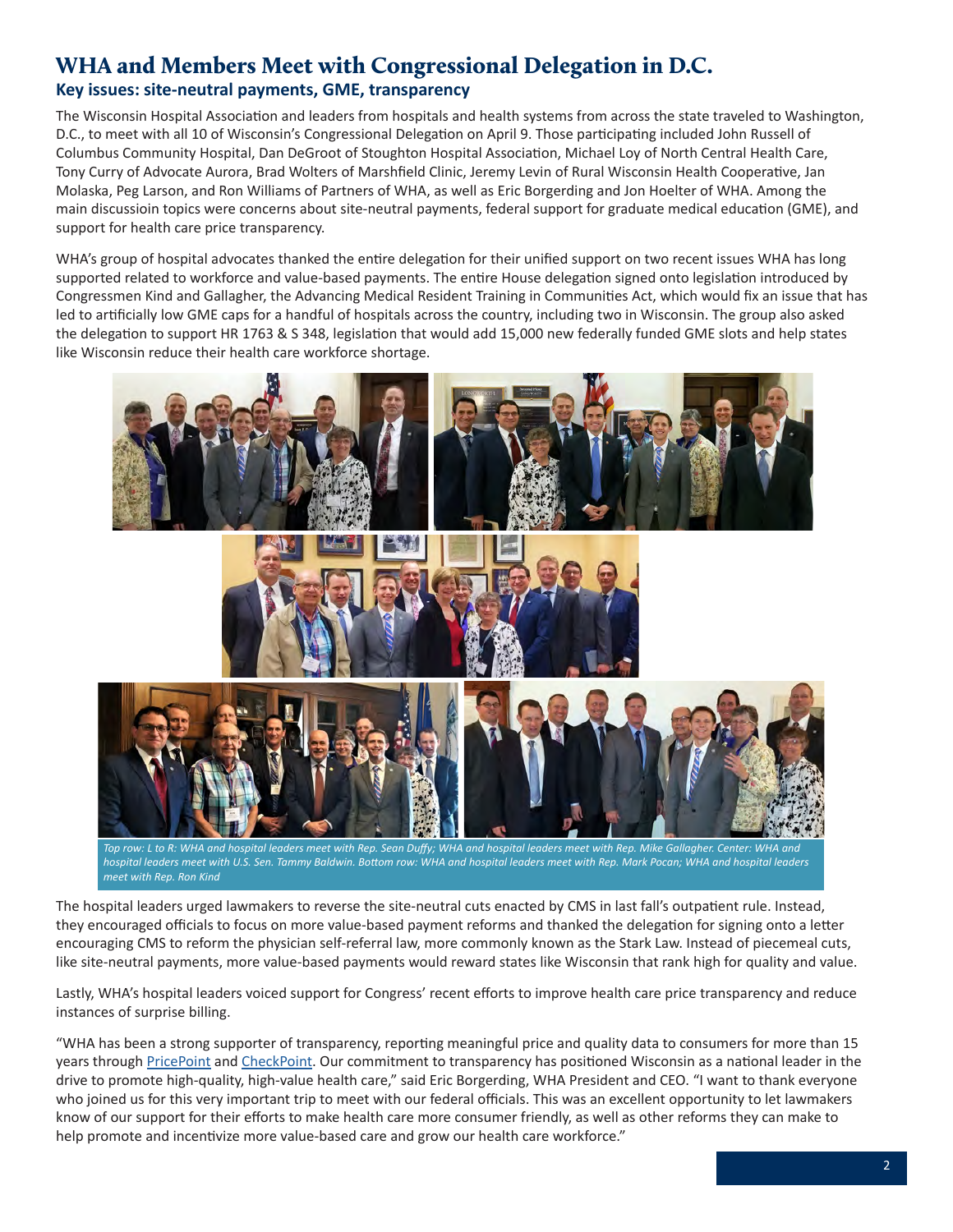# WHA and Members Meet with Congressional Delegation in D.C.

### Key issues: site-neutral payments, GME, transparency

The Wisconsin Hospital Association and leaders from hospitals and health systems from across the state traveled to Washington, D.C., to meet with all 10 of Wisconsin's Congressional Delegation on April 9. Those participating included John Russell of Columbus Community Hospital, Dan DeGroot of Stoughton Hospital Association, Michael Loy of North Central Health Care, Tony Curry of Advocate Aurora, Brad Wolters of Marshfield Clinic, Jeremy Levin of Rural Wisconsin Health Cooperative, Jan Molaska, Peg Larson, and Ron Williams of Partners of WHA, as well as Eric Borgerding and Jon Hoelter of WHA. Among the main discussioin topics were concerns about site-neutral payments, federal support for graduate medical education (GME), and support for health care price transparency.

WHA's group of hospital advocates thanked the entire delegation for their unified support on two recent issues WHA has long supported related to workforce and value-based payments. The entire House delegation signed onto legislation introduced by Congressmen Kind and Gallagher, the Advancing Medical Resident Training in Communities Act, which would fix an issue that has led to artificially low GME caps for a handful of hospitals across the country, including two in Wisconsin. The group also asked the delegation to support HR 1763 & S 348, legislation that would add 15,000 new federally funded GME slots and help states like Wisconsin reduce their health care workforce shortage.

*Top row: L to R: WHA and hospital leaders meet with Rep. Sean Duffy; WHA and hospital leaders meet with Rep. Mike Gallagher. Center: WHA and hospital leaders meet with U.S. Sen. Tammy Baldwin. Bottom row: WHA and hospital leaders meet with Rep. Mark Pocan; WHA and hospital leaders meet with Rep. Ron Kind*

The hospital leaders urged lawmakers to reverse the site-neutral cuts enacted by CMS in last fall's outpatient rule. Instead, they encouraged officials to focus on more value-based payment reforms and thanked the delegation for signing onto a letter encouraging CMS to reform the physician self-referral law, more commonly known as the Stark Law. Instead of piecemeal cuts, like site-neutral payments, more value-based payments would reward states like Wisconsin that rank high for quality and value.

Lastly, WHA's hospital leaders voiced support for Congress' recent efforts to improve health care price transparency and reduce instances of surprise billing.

"WHA has been a strong supporter of transparency, reporting meaningful price and quality data to consumers for more than 15 years through PricePoint and CheckPoint. Our commitment to transparency has positioned Wisconsin as a national leader in the drive to promote high-quality, high-value health care," said Eric Borgerding, WHA President and CEO. "I want to thank everyone who joined us for this very important trip to meet with our federal officials. This was an excellent opportunity to let lawmakers know of our support for their efforts to make health care more consumer friendly, as well as other reforms they can make to help promote and incentivize more value-based care and grow our health care workforce."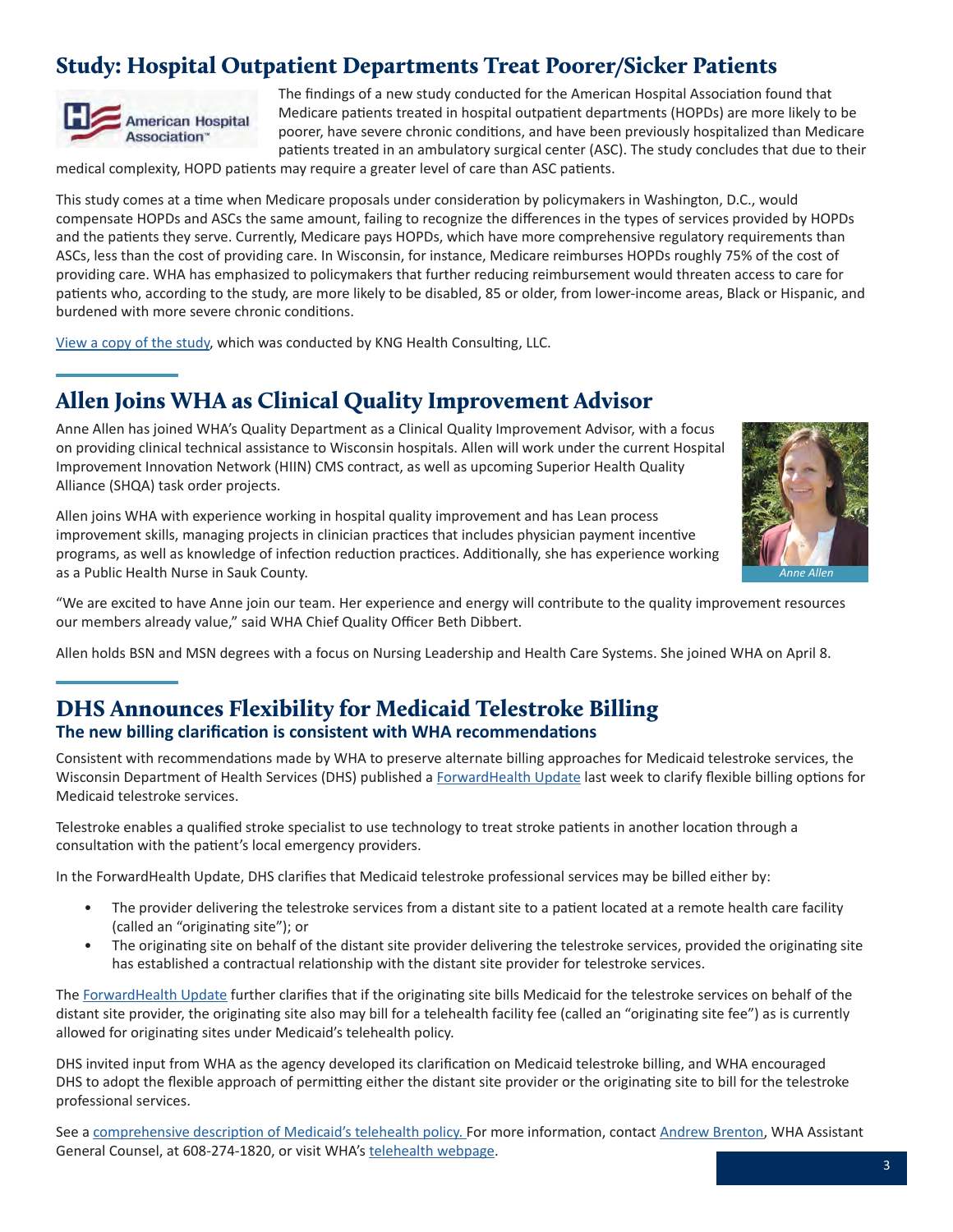## Study: Hospital Outpatient Departments Treat Poorer/Sicker Patients

The findings of a new study conducted for the American Hospital Association found that Medicare patients treated in hospital outpatient departments (HOPDs) are more likely to be poorer, have severe chronic conditions, and have been previously hospitalized than Medicare patients treated in an ambulatory surgical center (ASC). The study concludes that due to their medical complexity, HOPD patients may require a greater level of care than ASC patients.

This study comes at a time when Medicare proposals under consideration by policymakers in Washington, D.C., would compensate HOPDs and ASCs the same amount, failing to recognize the differences in the types of services provided by HOPDs and the patients they serve. Currently, Medicare pays HOPDs, which have more comprehensive regulatory requirements than ASCs, less than the cost of providing care. In Wisconsin, for instance, Medicare reimburses HOPDs roughly 75% of the cost of providing care. WHA has emphasized to policymakers that further reducing reimbursement would threaten access to care for patients who, according to the study, are more likely to be disabled, 85 or older, from lower-income areas, Black or Hispanic, and burdened with more severe chronic conditions.

View a copy of the study, which was conducted by KNG Health Consulting, LLC.

## Allen Joins WHA as Clinical Quality Improvement Advisor

Anne Allen has joined WHA's Quality Department as a Clinical Quality Improvement Advisor, with a focus on providing clinical technical assistance to Wisconsin hospitals. Allen will work under the current Hospital Improvement Innovation Network (HIIN) CMS contract, as well as upcoming Superior Health Quality Alliance (SHQA) task order projects.

Allen joins WHA with experience working in hospital quality improvement and has Lean process improvement skills, managing projects in clinician practices that includes physician payment incentive programs, as well as knowledge of infection reduction practices. Additionally, she has experience working as a Public Health Nurse in Sauk County.

*Anne Allen*

"We are excited to have Anne join our team. Her experience and energy will contribute to the quality improvement resources our members already value," said WHA Chief Quality Officer Beth Dibbert.

Allen holds BSN and MSN degrees with a focus on Nursing Leadership and Health Care Systems. She joined WHA on April 8.

## DHS Announces Flexibility for Medicaid Telestroke Billing

### The new billing clarification is consistent with WHA recommendations

Consistent with recommendations made by WHA to preserve alternate billing approaches for Medicaid telestroke services, the Wisconsin Department of Health Services (DHS) published a ForwardHealth Update last week to clarify flexible billing options for Medicaid telestroke services.

Telestroke enables a qualified stroke specialist to use technology to treat stroke patients in another location through a consultation with the patient's local emergency providers.

In the ForwardHealth Update, DHS clarifies that Medicaid telestroke professional services may be billed either by:

- The provider delivering the telestroke services from a distant site to a patient located at a remote health care facility (called an "originating site"); or
- The originating site on behalf of the distant site provider delivering the telestroke services, provided the originating site has established a contractual relationship with the distant site provider for telestroke services.

The ForwardHealth Update further clarifies that if the originating site bills Medicaid for the telestroke services on behalf of the distant site provider, the originating site also may bill for a telehealth facility fee (called an "originating site fee") as is currently allowed for originating sites under Medicaid's telehealth policy.

DHS invited input from WHA as the agency developed its clarification on Medicaid telestroke billing, and WHA encouraged DHS to adopt the flexible approach of permitting either the distant site provider or the originating site to bill for the telestroke professional services.

See a comprehensive description of Medicaid's telehealth policy. For more information, contact Andrew Brenton, WHA Assistant General Counsel, at 608-274-1820, or visit WHA's telehealth webpage.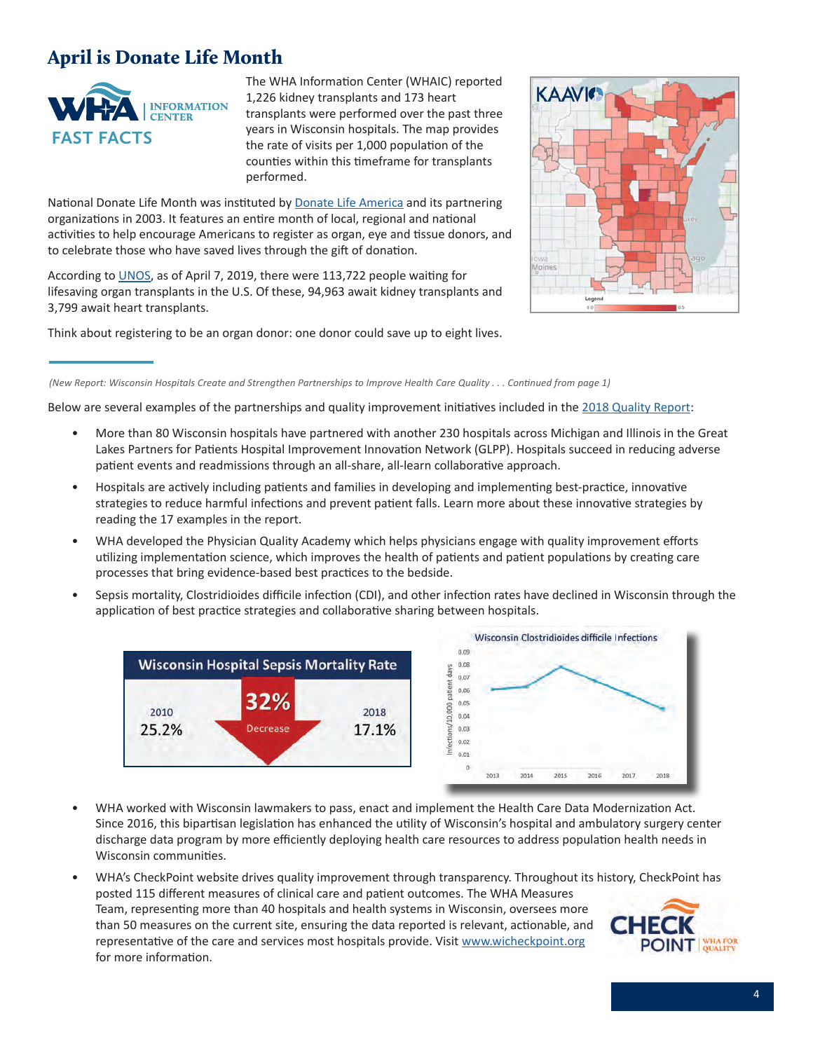# April is Donate Life Month

WHA INFORMATION CENTER FAST FACTS

The WHA Information Center (WHAIC) reported 1,226 kidney transplants and 173 heart transplants were performed over the past three years in Wisconsin hospitals. The map provides the rate of visits per 1,000 population of the counties within this timeframe for transplants performed.

National Donate Life Month was instituted by Donate Life America and its partnering organizations in 2003. It features an entire month of local, regional and national activities to help encourage Americans to register as organ, eye and tissue donors, and to celebrate those who have saved lives through the gift of donation.

According to UNOS, as of April 7, 2019, there were 113,722 people waiting for lifesaving organ transplants in the U.S. Of these, 94,963 await kidney transplants and 3,799 await heart transplants.

Think about registering to be an organ donor: one donor could save up to eight lives.

---

*(New Report: Wisconsin Hospitals Create and Strengthen Partnerships to Improve Health Care Quality . . . Continued from page 1)*

Below are several examples of the partnerships and quality improvement initiatives included in the 2018 Quality Report:

- More than 80 Wisconsin hospitals have partnered with another 230 hospitals across Michigan and Illinois in the Great Lakes Partners for Patients Hospital Improvement Innovation Network (GLPP). Hospitals succeed in reducing adverse patient events and readmissions through an all-share, all-learn collaborative approach.
- Hospitals are actively including patients and families in developing and implementing best-practice, innovative strategies to reduce harmful infections and prevent patient falls. Learn more about these innovative strategies by reading the 17 examples in the report.
- WHA developed the Physician Quality Academy which helps physicians engage with quality improvement efforts utilizing implementation science, which improves the health of patients and patient populations by creating care processes that bring evidence-based best practices to the bedside.
- Sepsis mortality, Clostridioides difficile infection (CDI), and other infection rates have declined in Wisconsin through the application of best practice strategies and collaborative sharing between hospitals.

**Wisconsin Hospital Sepsis Mortality Rate**

| 2010 | | 2018 |
|---|---|---|
| 25.2% | 32% Decrease | 17.1% |

- WHA worked with Wisconsin lawmakers to pass, enact and implement the Health Care Data Modernization Act. Since 2016, this bipartisan legislation has enhanced the utility of Wisconsin's hospital and ambulatory surgery center discharge data program by more efficiently deploying health care resources to address population health needs in Wisconsin communities.
- WHA's CheckPoint website drives quality improvement through transparency. Throughout its history, CheckPoint has posted 115 different measures of clinical care and patient outcomes. The WHA Measures Team, representing more than 40 hospitals and health systems in Wisconsin, oversees more than 50 measures on the current site, ensuring the data reported is relevant, actionable, and representative of the care and services most hospitals provide. Visit www.wicheckpoint.org for more information.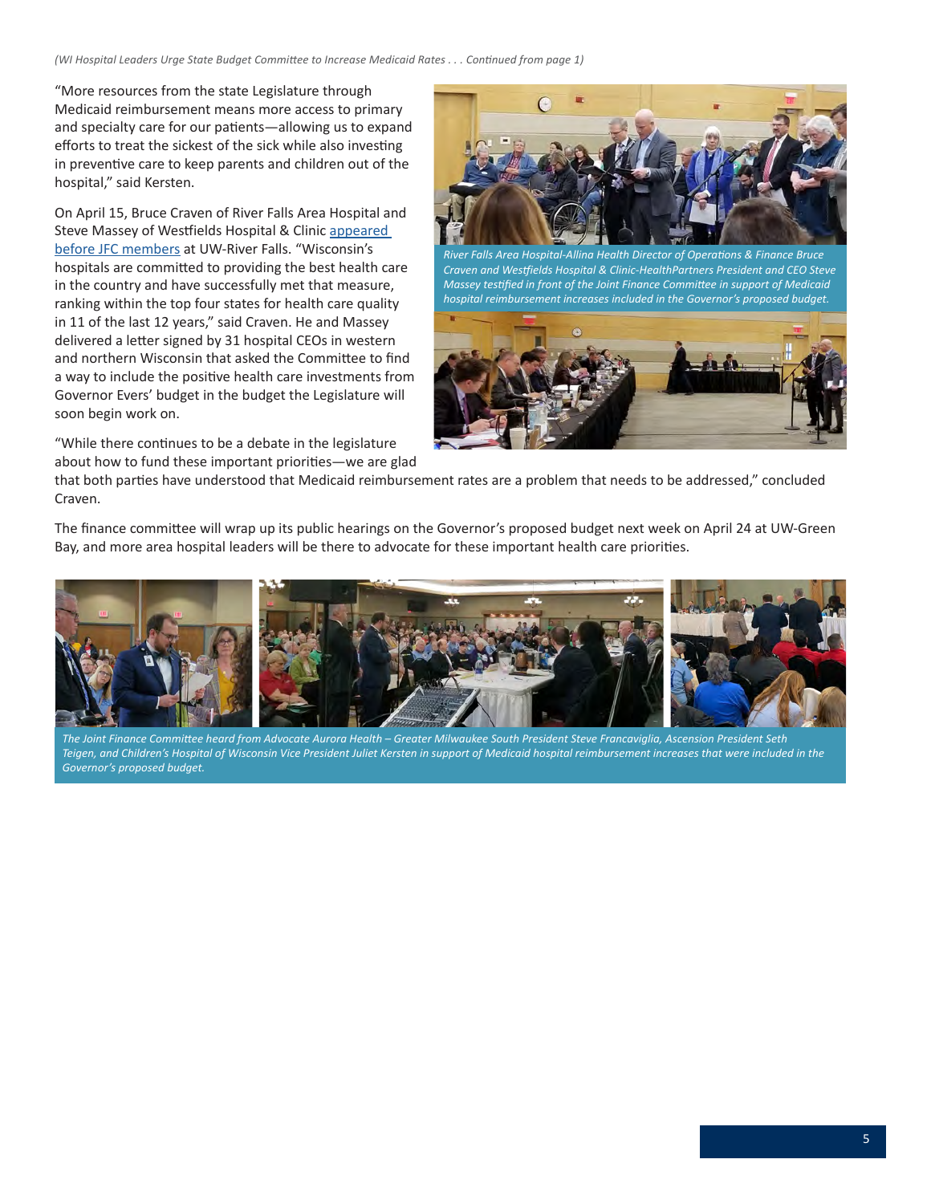*(WI Hospital Leaders Urge State Budget Committee to Increase Medicaid Rates . . . Continued from page 1)*

"More resources from the state Legislature through Medicaid reimbursement means more access to primary and specialty care for our patients—allowing us to expand efforts to treat the sickest of the sick while also investing in preventive care to keep parents and children out of the hospital," said Kersten.

On April 15, Bruce Craven of River Falls Area Hospital and Steve Massey of Westfields Hospital & Clinic appeared before JFC members at UW-River Falls. "Wisconsin's hospitals are committed to providing the best health care in the country and have successfully met that measure, ranking within the top four states for health care quality in 11 of the last 12 years," said Craven. He and Massey delivered a letter signed by 31 hospital CEOs in western and northern Wisconsin that asked the Committee to find a way to include the positive health care investments from Governor Evers' budget in the budget the Legislature will soon begin work on.

*River Falls Area Hospital-Allina Health Director of Operations & Finance Bruce Craven and Westfields Hospital & Clinic-HealthPartners President and CEO Steve Massey testified in front of the Joint Finance Committee in support of Medicaid hospital reimbursement increases included in the Governor's proposed budget.*

"While there continues to be a debate in the legislature about how to fund these important priorities—we are glad that both parties have understood that Medicaid reimbursement rates are a problem that needs to be addressed," concluded Craven.

The finance committee will wrap up its public hearings on the Governor's proposed budget next week on April 24 at UW-Green Bay, and more area hospital leaders will be there to advocate for these important health care priorities.

*The Joint Finance Committee heard from Advocate Aurora Health – Greater Milwaukee South President Steve Francaviglia, Ascension President Seth Teigen, and Children's Hospital of Wisconsin Vice President Juliet Kersten in support of Medicaid hospital reimbursement increases that were included in the Governor's proposed budget.*